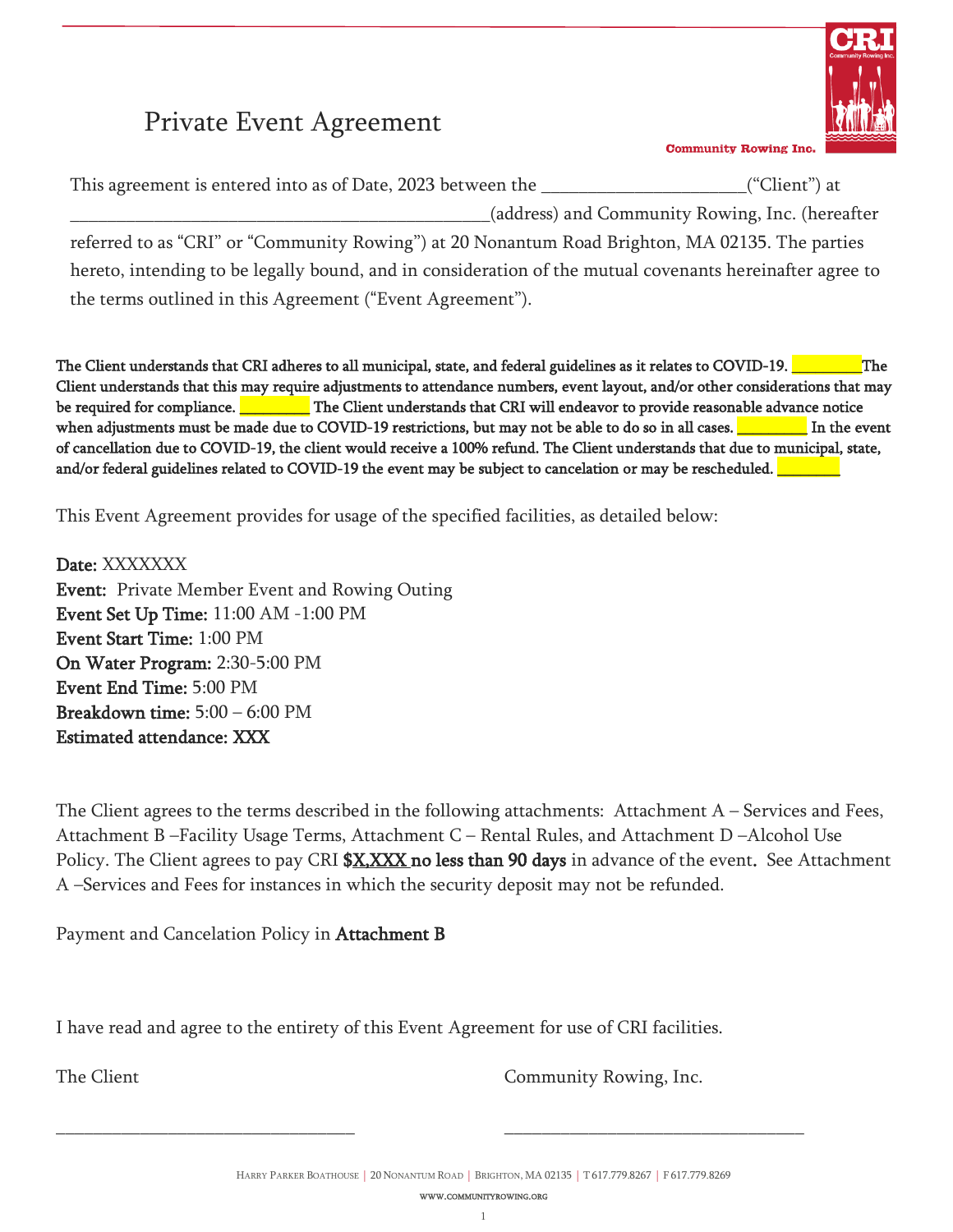# Private Event Agreement

This agreement is entered into as of Date, 2023 between the ______________________("Client") at ______________________________________________(address) and Community Rowing, Inc. (hereafter referred to as "CRI" or "Community Rowing") at 20 Nonantum Road Brighton, MA 02135. The parties hereto, intending to be legally bound, and in consideration of the mutual covenants hereinafter agree to the terms outlined in this Agreement ("Event Agreement").

**The Client understands that CRI adheres to all municipal, state, and federal guidelines as it relates to COVID-19. _________The Client understands that this may require adjustments to attendance numbers, event layout, and/or other considerations that may be required for compliance. _________ The Client understands that CRI will endeavor to provide reasonable advance notice when adjustments must be made due to COVID-19 restrictions, but may not be able to do so in all cases. _________ In the event of cancellation due to COVID-19, the client would receive a 100% refund. The Client understands that due to municipal, state, and/or federal guidelines related to COVID-19 the event may be subject to cancelation or may be rescheduled. _________**

This Event Agreement provides for usage of the specified facilities, as detailed below:

**Date:** XXXXXXX
**Event:** Private Member Event and Rowing Outing
**Event Set Up Time:** 11:00 AM -1:00 PM
**Event Start Time:** 1:00 PM
**On Water Program:** 2:30-5:00 PM
**Event End Time:** 5:00 PM
**Breakdown time:** 5:00 – 6:00 PM
**Estimated attendance: XXX**

The Client agrees to the terms described in the following attachments: Attachment A – Services and Fees, Attachment B –Facility Usage Terms, Attachment C – Rental Rules, and Attachment D –Alcohol Use Policy. The Client agrees to pay CRI **$X,XXX no less than 90 days** in advance of the event. See Attachment A –Services and Fees for instances in which the security deposit may not be refunded.

Payment and Cancelation Policy in **Attachment B**

I have read and agree to the entirety of this Event Agreement for use of CRI facilities.

The Client

_________________________________

Community Rowing, Inc.

_________________________________

Harry Parker Boathouse | 20 Nonantum Road | Brighton, MA 02135 | T 617.779.8267 | F 617.779.8269
www.communityrowing.org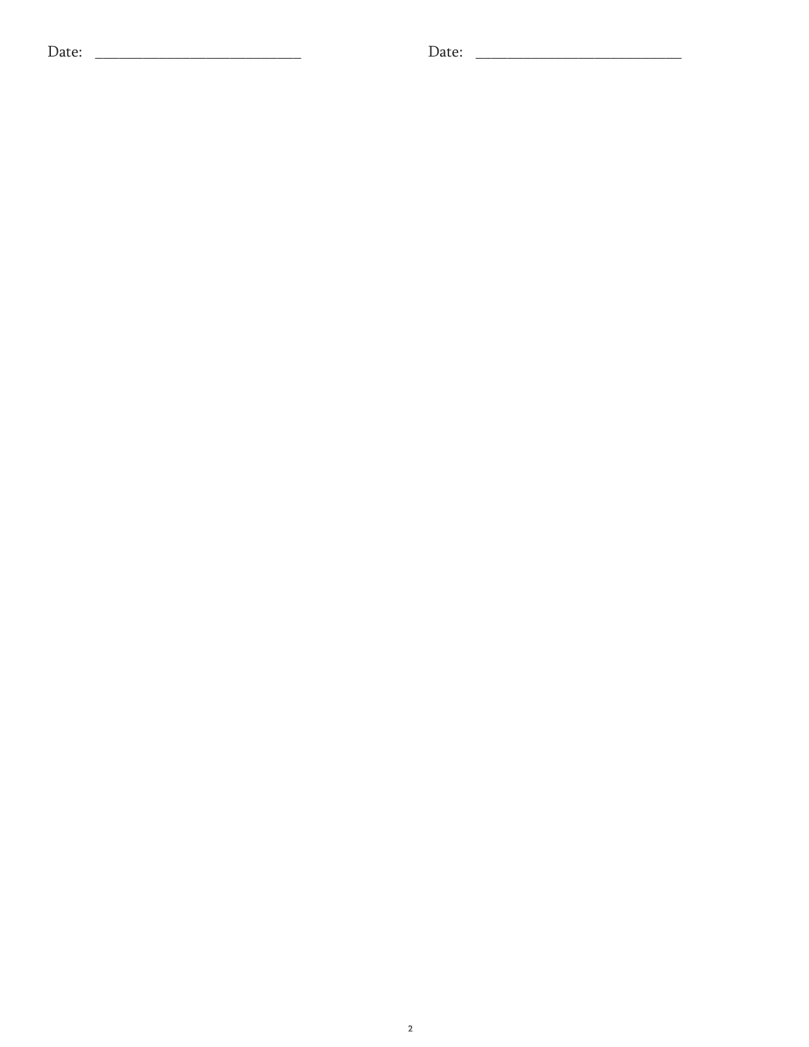Date: ___________________________

Date: ___________________________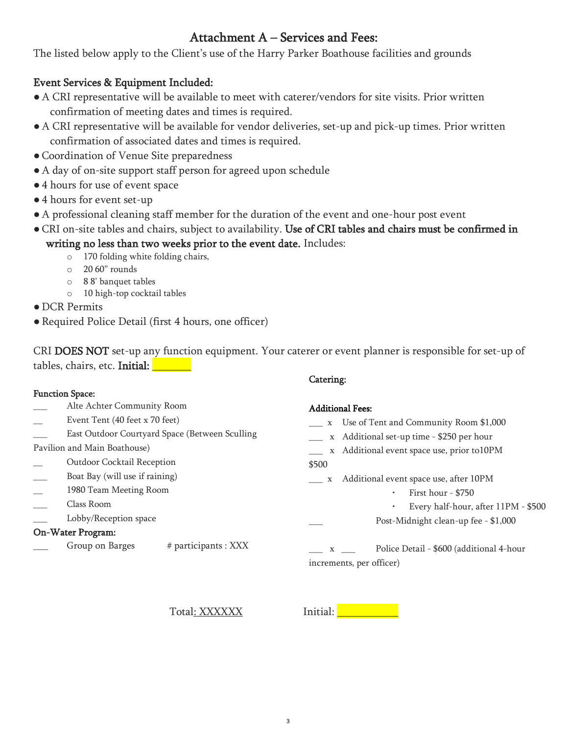## Attachment A – Services and Fees:

The listed below apply to the Client's use of the Harry Parker Boathouse facilities and grounds

**Event Services & Equipment Included:**

- A CRI representative will be available to meet with caterer/vendors for site visits. Prior written confirmation of meeting dates and times is required.
- A CRI representative will be available for vendor deliveries, set-up and pick-up times. Prior written confirmation of associated dates and times is required.
- Coordination of Venue Site preparedness
- A day of on-site support staff person for agreed upon schedule
- 4 hours for use of event space
- 4 hours for event set-up
- A professional cleaning staff member for the duration of the event and one-hour post event
- CRI on-site tables and chairs, subject to availability. **Use of CRI tables and chairs must be confirmed in writing no less than two weeks prior to the event date.** Includes:
  - 170 folding white folding chairs,
  - 20 60" rounds
  - 8 8' banquet tables
  - 10 high-top cocktail tables
- DCR Permits
- Required Police Detail (first 4 hours, one officer)

CRI **DOES NOT** set-up any function equipment. Your caterer or event planner is responsible for set-up of tables, chairs, etc. **Initial:** _______

**Function Space:**

___ Alte Achter Community Room
__ Event Tent (40 feet x 70 feet)
___ East Outdoor Courtyard Space (Between Sculling Pavilion and Main Boathouse)
__ Outdoor Cocktail Reception
___ Boat Bay (will use if raining)
__ 1980 Team Meeting Room
___ Class Room
___ Lobby/Reception space

**On-Water Program:**

___ Group on Barges # participants : XXX

**Catering:**

**Additional Fees:**

___ x Use of Tent and Community Room $1,000
___ x Additional set-up time - $250 per hour
___ x Additional event space use, prior to10PM $500
___ x Additional event space use, after 10PM
- First hour - $750
- Every half-hour, after 11PM - $500

___ Post-Midnight clean-up fee - $1,000

___ x ___ Police Detail - $600 (additional 4-hour increments, per officer)

Total: XXXXXX Initial: ___________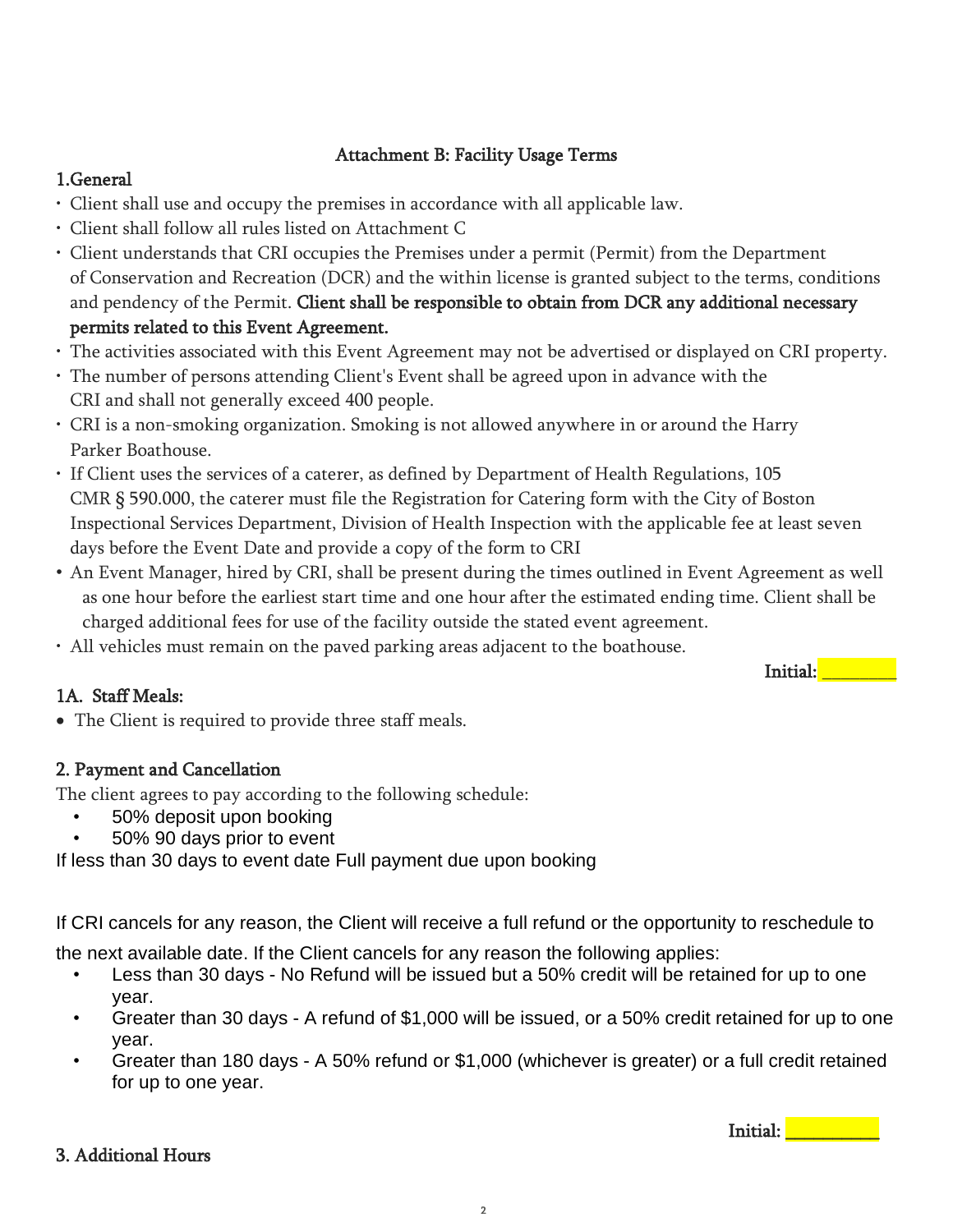## Attachment B: Facility Usage Terms

### 1.General

- Client shall use and occupy the premises in accordance with all applicable law.
- Client shall follow all rules listed on Attachment C
- Client understands that CRI occupies the Premises under a permit (Permit) from the Department of Conservation and Recreation (DCR) and the within license is granted subject to the terms, conditions and pendency of the Permit. **Client shall be responsible to obtain from DCR any additional necessary permits related to this Event Agreement.**
- The activities associated with this Event Agreement may not be advertised or displayed on CRI property.
- The number of persons attending Client's Event shall be agreed upon in advance with the CRI and shall not generally exceed 400 people.
- CRI is a non-smoking organization. Smoking is not allowed anywhere in or around the Harry Parker Boathouse.
- If Client uses the services of a caterer, as defined by Department of Health Regulations, 105 CMR § 590.000, the caterer must file the Registration for Catering form with the City of Boston Inspectional Services Department, Division of Health Inspection with the applicable fee at least seven days before the Event Date and provide a copy of the form to CRI
- An Event Manager, hired by CRI, shall be present during the times outlined in Event Agreement as well as one hour before the earliest start time and one hour after the estimated ending time. Client shall be charged additional fees for use of the facility outside the stated event agreement.
- All vehicles must remain on the paved parking areas adjacent to the boathouse.

**Initial: ________**

### 1A. Staff Meals:

- The Client is required to provide three staff meals.

### 2. Payment and Cancellation

The client agrees to pay according to the following schedule:

- 50% deposit upon booking
- 50% 90 days prior to event

If less than 30 days to event date Full payment due upon booking

If CRI cancels for any reason, the Client will receive a full refund or the opportunity to reschedule to the next available date. If the Client cancels for any reason the following applies:

- Less than 30 days - No Refund will be issued but a 50% credit will be retained for up to one year.
- Greater than 30 days - A refund of $1,000 will be issued, or a 50% credit retained for up to one year.
- Greater than 180 days - A 50% refund or $1,000 (whichever is greater) or a full credit retained for up to one year.

**Initial: __________**

### 3. Additional Hours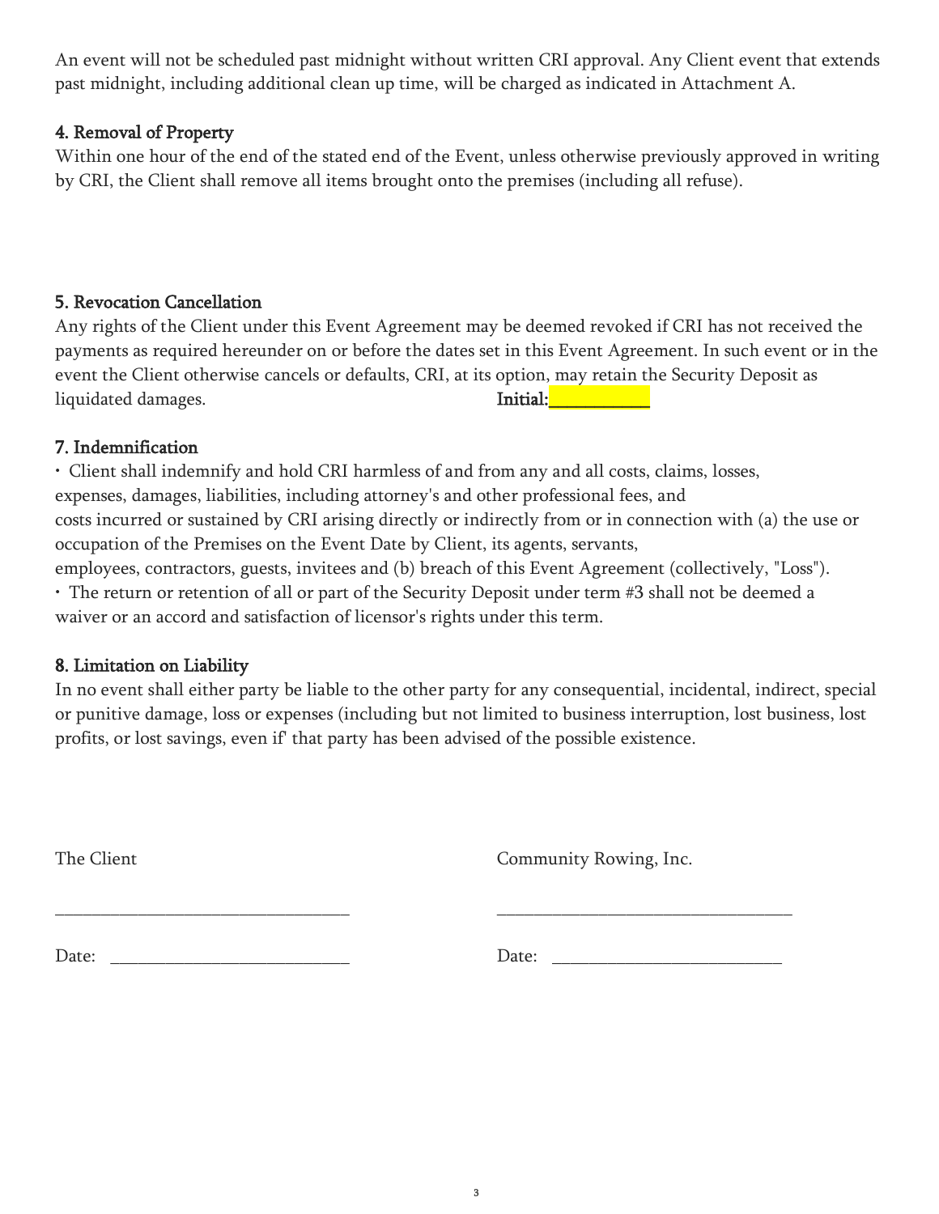An event will not be scheduled past midnight without written CRI approval. Any Client event that extends past midnight, including additional clean up time, will be charged as indicated in Attachment A.

### 4. Removal of Property

Within one hour of the end of the stated end of the Event, unless otherwise previously approved in writing by CRI, the Client shall remove all items brought onto the premises (including all refuse).

### 5. Revocation Cancellation

Any rights of the Client under this Event Agreement may be deemed revoked if CRI has not received the payments as required hereunder on or before the dates set in this Event Agreement. In such event or in the event the Client otherwise cancels or defaults, CRI, at its option, may retain the Security Deposit as liquidated damages. **Initial:____________**

### 7. Indemnification

- Client shall indemnify and hold CRI harmless of and from any and all costs, claims, losses, expenses, damages, liabilities, including attorney's and other professional fees, and costs incurred or sustained by CRI arising directly or indirectly from or in connection with (a) the use or occupation of the Premises on the Event Date by Client, its agents, servants, employees, contractors, guests, invitees and (b) breach of this Event Agreement (collectively, "Loss").
- The return or retention of all or part of the Security Deposit under term #3 shall not be deemed a waiver or an accord and satisfaction of licensor's rights under this term.

### 8. Limitation on Liability

In no event shall either party be liable to the other party for any consequential, incidental, indirect, special or punitive damage, loss or expenses (including but not limited to business interruption, lost business, lost profits, or lost savings, even if' that party has been advised of the possible existence.

| The Client | Community Rowing, Inc. |
|---|---|
| _________________________________ | _________________________________ |
| Date: ___________________________ | Date: __________________________ |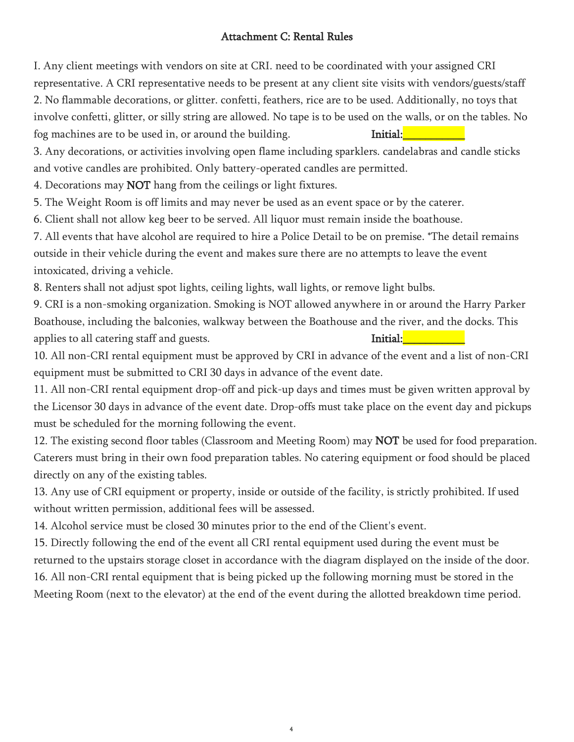# Attachment C: Rental Rules

I. Any client meetings with vendors on site at CRI. need to be coordinated with your assigned CRI representative. A CRI representative needs to be present at any client site visits with vendors/guests/staff

2. No flammable decorations, or glitter. confetti, feathers, rice are to be used. Additionally, no toys that involve confetti, glitter, or silly string are allowed. No tape is to be used on the walls, or on the tables. No fog machines are to be used in, or around the building. **Initial:**___________

3. Any decorations, or activities involving open flame including sparklers. candelabras and candle sticks and votive candles are prohibited. Only battery-operated candles are permitted.

4. Decorations may **NOT** hang from the ceilings or light fixtures.

5. The Weight Room is off limits and may never be used as an event space or by the caterer.

6. Client shall not allow keg beer to be served. All liquor must remain inside the boathouse.

7. All events that have alcohol are required to hire a Police Detail to be on premise. *The detail remains outside in their vehicle during the event and makes sure there are no attempts to leave the event intoxicated, driving a vehicle.

8. Renters shall not adjust spot lights, ceiling lights, wall lights, or remove light bulbs.

9. CRI is a non-smoking organization. Smoking is NOT allowed anywhere in or around the Harry Parker Boathouse, including the balconies, walkway between the Boathouse and the river, and the docks. This applies to all catering staff and guests. **Initial:**___________

10. All non-CRI rental equipment must be approved by CRI in advance of the event and a list of non-CRI equipment must be submitted to CRI 30 days in advance of the event date.

11. All non-CRI rental equipment drop-off and pick-up days and times must be given written approval by the Licensor 30 days in advance of the event date. Drop-offs must take place on the event day and pickups must be scheduled for the morning following the event.

12. The existing second floor tables (Classroom and Meeting Room) may **NOT** be used for food preparation. Caterers must bring in their own food preparation tables. No catering equipment or food should be placed directly on any of the existing tables.

13. Any use of CRI equipment or property, inside or outside of the facility, is strictly prohibited. If used without written permission, additional fees will be assessed.

14. Alcohol service must be closed 30 minutes prior to the end of the Client's event.

15. Directly following the end of the event all CRI rental equipment used during the event must be returned to the upstairs storage closet in accordance with the diagram displayed on the inside of the door.

16. All non-CRI rental equipment that is being picked up the following morning must be stored in the Meeting Room (next to the elevator) at the end of the event during the allotted breakdown time period.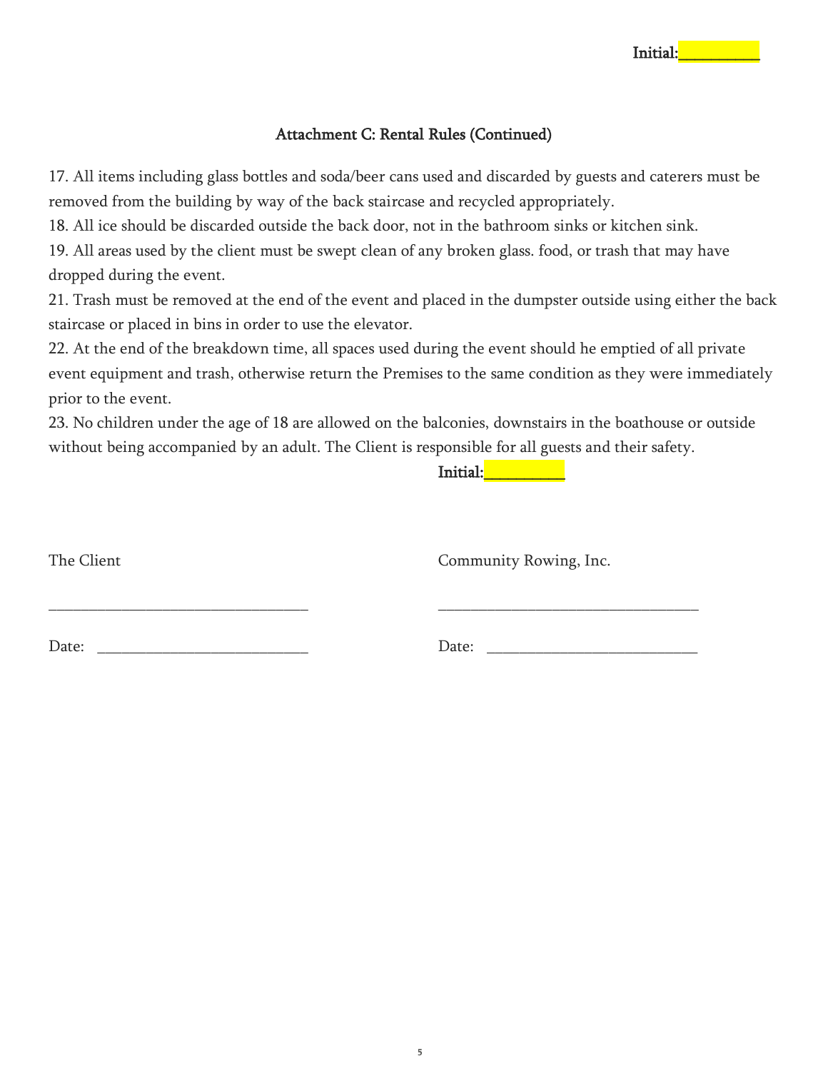Initial:__________

## Attachment C: Rental Rules (Continued)

17. All items including glass bottles and soda/beer cans used and discarded by guests and caterers must be removed from the building by way of the back staircase and recycled appropriately.
18. All ice should be discarded outside the back door, not in the bathroom sinks or kitchen sink.
19. All areas used by the client must be swept clean of any broken glass. food, or trash that may have dropped during the event.
21. Trash must be removed at the end of the event and placed in the dumpster outside using either the back staircase or placed in bins in order to use the elevator.
22. At the end of the breakdown time, all spaces used during the event should he emptied of all private event equipment and trash, otherwise return the Premises to the same condition as they were immediately prior to the event.
23. No children under the age of 18 are allowed on the balconies, downstairs in the boathouse or outside without being accompanied by an adult. The Client is responsible for all guests and their safety.

Initial:__________

The Client

_________________________________

Date: ___________________________

Community Rowing, Inc.

_________________________________

Date: ___________________________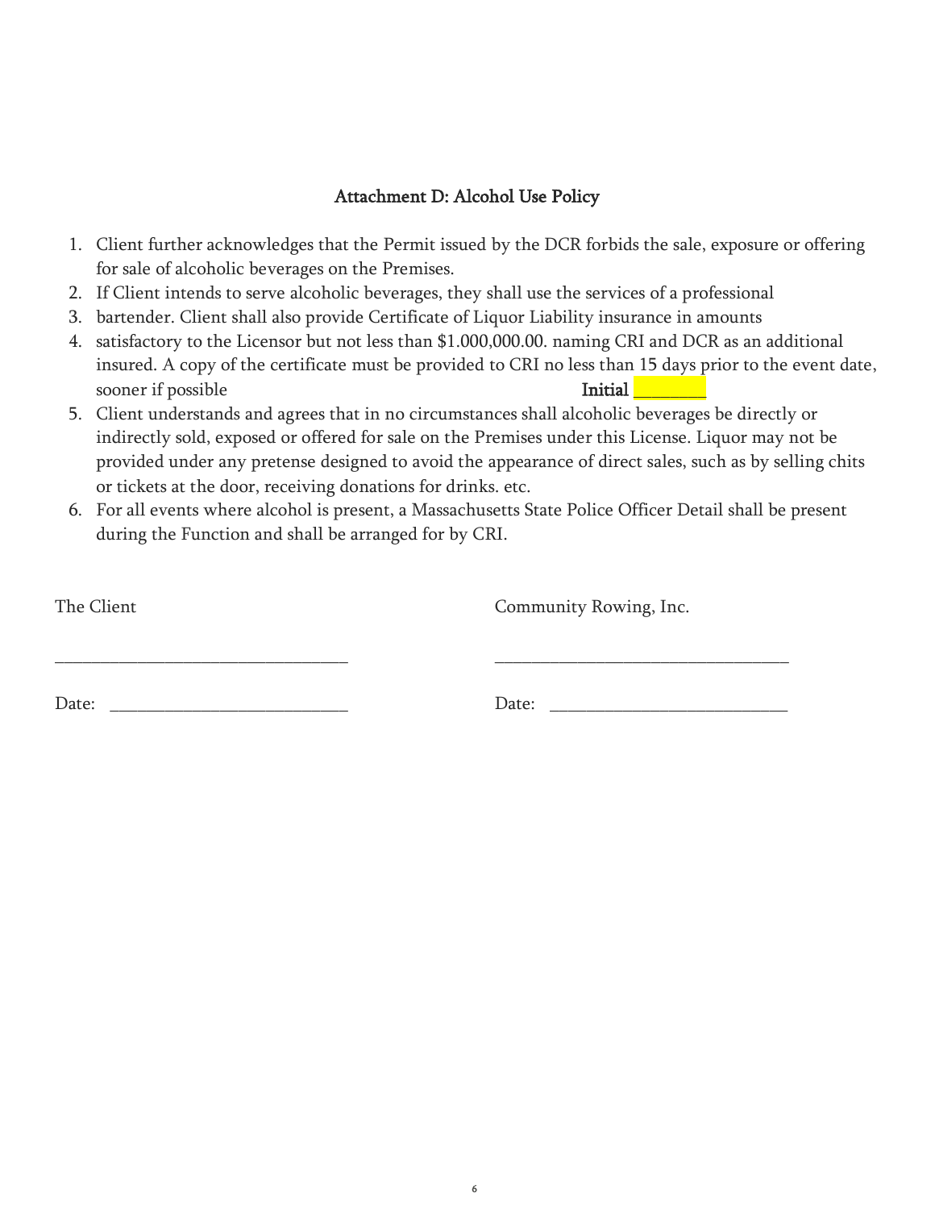## Attachment D: Alcohol Use Policy

1. Client further acknowledges that the Permit issued by the DCR forbids the sale, exposure or offering for sale of alcoholic beverages on the Premises.
2. If Client intends to serve alcoholic beverages, they shall use the services of a professional
3. bartender. Client shall also provide Certificate of Liquor Liability insurance in amounts
4. satisfactory to the Licensor but not less than $1.000,000.00. naming CRI and DCR as an additional insured. A copy of the certificate must be provided to CRI no less than 15 days prior to the event date, sooner if possible **Initial** ________
5. Client understands and agrees that in no circumstances shall alcoholic beverages be directly or indirectly sold, exposed or offered for sale on the Premises under this License. Liquor may not be provided under any pretense designed to avoid the appearance of direct sales, such as by selling chits or tickets at the door, receiving donations for drinks. etc.
6. For all events where alcohol is present, a Massachusetts State Police Officer Detail shall be present during the Function and shall be arranged for by CRI.

The Client

________________________________

Date: __________________________

Community Rowing, Inc.

________________________________

Date: __________________________